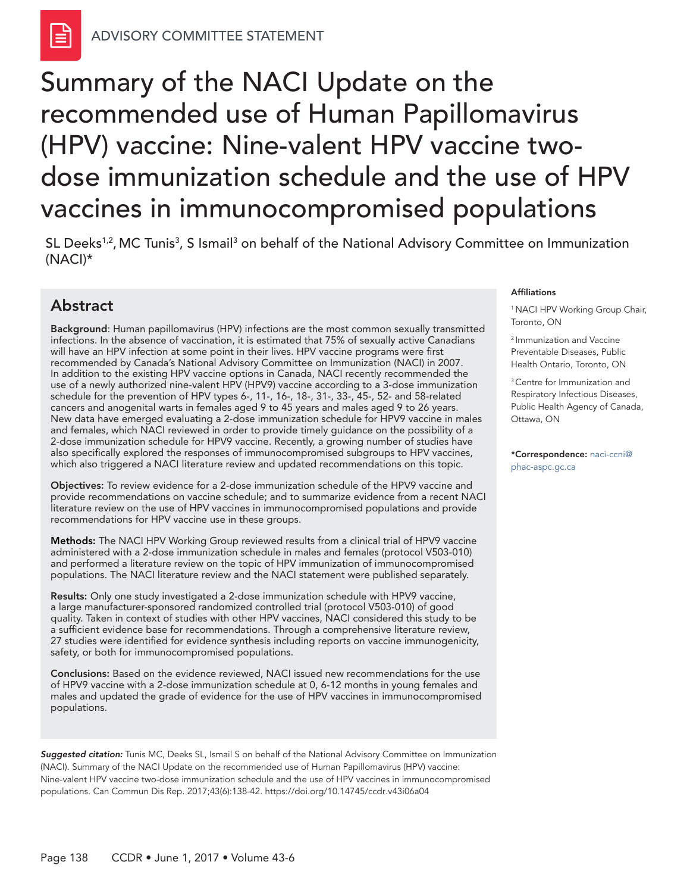ADVISORY COMMITTEE STATEMENT

# Summary of the NACI Update on the recommended use of Human Papillomavirus (HPV) vaccine: Nine-valent HPV vaccine two-dose immunization schedule and the use of HPV vaccines in immunocompromised populations

SL Deeks[1,2], MC Tunis[3], S Ismail[3] on behalf of the National Advisory Committee on Immunization (NACI)*

## Abstract

**Background**: Human papillomavirus (HPV) infections are the most common sexually transmitted infections. In the absence of vaccination, it is estimated that 75% of sexually active Canadians will have an HPV infection at some point in their lives. HPV vaccine programs were first recommended by Canada's National Advisory Committee on Immunization (NACI) in 2007. In addition to the existing HPV vaccine options in Canada, NACI recently recommended the use of a newly authorized nine-valent HPV (HPV9) vaccine according to a 3-dose immunization schedule for the prevention of HPV types 6-, 11-, 16-, 18-, 31-, 33-, 45-, 52- and 58-related cancers and anogenital warts in females aged 9 to 45 years and males aged 9 to 26 years. New data have emerged evaluating a 2-dose immunization schedule for HPV9 vaccine in males and females, which NACI reviewed in order to provide timely guidance on the possibility of a 2-dose immunization schedule for HPV9 vaccine. Recently, a growing number of studies have also specifically explored the responses of immunocompromised subgroups to HPV vaccines, which also triggered a NACI literature review and updated recommendations on this topic.

**Objectives:** To review evidence for a 2-dose immunization schedule of the HPV9 vaccine and provide recommendations on vaccine schedule; and to summarize evidence from a recent NACI literature review on the use of HPV vaccines in immunocompromised populations and provide recommendations for HPV vaccine use in these groups.

**Methods:** The NACI HPV Working Group reviewed results from a clinical trial of HPV9 vaccine administered with a 2-dose immunization schedule in males and females (protocol V503-010) and performed a literature review on the topic of HPV immunization of immunocompromised populations. The NACI literature review and the NACI statement were published separately.

**Results:** Only one study investigated a 2-dose immunization schedule with HPV9 vaccine, a large manufacturer-sponsored randomized controlled trial (protocol V503-010) of good quality. Taken in context of studies with other HPV vaccines, NACI considered this study to be a sufficient evidence base for recommendations. Through a comprehensive literature review, 27 studies were identified for evidence synthesis including reports on vaccine immunogenicity, safety, or both for immunocompromised populations.

**Conclusions:** Based on the evidence reviewed, NACI issued new recommendations for the use of HPV9 vaccine with a 2-dose immunization schedule at 0, 6-12 months in young females and males and updated the grade of evidence for the use of HPV vaccines in immunocompromised populations.

**Affiliations**

[1] NACI HPV Working Group Chair, Toronto, ON

[2] Immunization and Vaccine Preventable Diseases, Public Health Ontario, Toronto, ON

[3] Centre for Immunization and Respiratory Infectious Diseases, Public Health Agency of Canada, Ottawa, ON

***Correspondence:** naci-ccni@phac-aspc.gc.ca

***Suggested citation:*** Tunis MC, Deeks SL, Ismail S on behalf of the National Advisory Committee on Immunization (NACI). Summary of the NACI Update on the recommended use of Human Papillomavirus (HPV) vaccine: Nine-valent HPV vaccine two-dose immunization schedule and the use of HPV vaccines in immunocompromised populations. Can Commun Dis Rep. 2017;43(6):138-42. https://doi.org/10.14745/ccdr.v43i06a04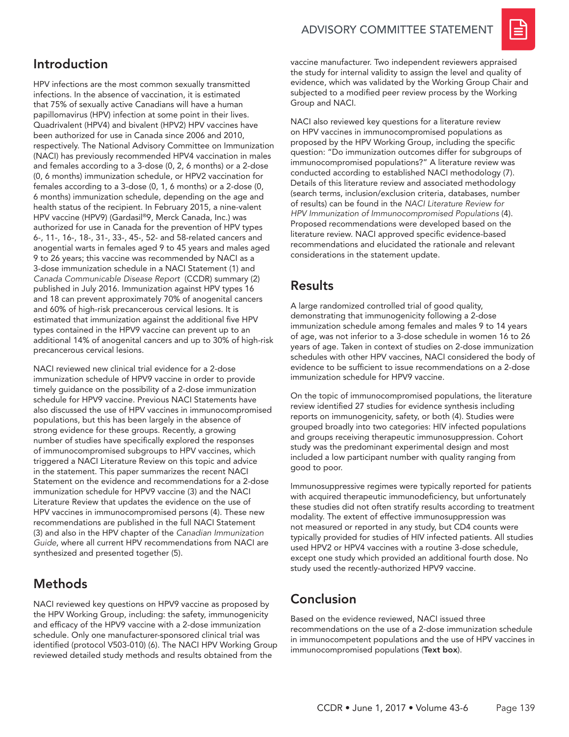## Introduction

HPV infections are the most common sexually transmitted infections. In the absence of vaccination, it is estimated that 75% of sexually active Canadians will have a human papillomavirus (HPV) infection at some point in their lives. Quadrivalent (HPV4) and bivalent (HPV2) HPV vaccines have been authorized for use in Canada since 2006 and 2010, respectively. The National Advisory Committee on Immunization (NACI) has previously recommended HPV4 vaccination in males and females according to a 3-dose (0, 2, 6 months) or a 2-dose (0, 6 months) immunization schedule, or HPV2 vaccination for females according to a 3-dose (0, 1, 6 months) or a 2-dose (0, 6 months) immunization schedule, depending on the age and health status of the recipient. In February 2015, a nine-valent HPV vaccine (HPV9) (Gardasil®9, Merck Canada, Inc.) was authorized for use in Canada for the prevention of HPV types 6-, 11-, 16-, 18-, 31-, 33-, 45-, 52- and 58-related cancers and anogenital warts in females aged 9 to 45 years and males aged 9 to 26 years; this vaccine was recommended by NACI as a 3-dose immunization schedule in a NACI Statement (1) and *Canada Communicable Disease Report* (CCDR) summary (2) published in July 2016. Immunization against HPV types 16 and 18 can prevent approximately 70% of anogenital cancers and 60% of high-risk precancerous cervical lesions. It is estimated that immunization against the additional five HPV types contained in the HPV9 vaccine can prevent up to an additional 14% of anogenital cancers and up to 30% of high-risk precancerous cervical lesions.

NACI reviewed new clinical trial evidence for a 2-dose immunization schedule of HPV9 vaccine in order to provide timely guidance on the possibility of a 2-dose immunization schedule for HPV9 vaccine. Previous NACI Statements have also discussed the use of HPV vaccines in immunocompromised populations, but this has been largely in the absence of strong evidence for these groups. Recently, a growing number of studies have specifically explored the responses of immunocompromised subgroups to HPV vaccines, which triggered a NACI Literature Review on this topic and advice in the statement. This paper summarizes the recent NACI Statement on the evidence and recommendations for a 2-dose immunization schedule for HPV9 vaccine (3) and the NACI Literature Review that updates the evidence on the use of HPV vaccines in immunocompromised persons (4). These new recommendations are published in the full NACI Statement (3) and also in the HPV chapter of the *Canadian Immunization Guide*, where all current HPV recommendations from NACI are synthesized and presented together (5).

## Methods

NACI reviewed key questions on HPV9 vaccine as proposed by the HPV Working Group, including: the safety, immunogenicity and efficacy of the HPV9 vaccine with a 2-dose immunization schedule. Only one manufacturer-sponsored clinical trial was identified (protocol V503-010) (6). The NACI HPV Working Group reviewed detailed study methods and results obtained from the vaccine manufacturer. Two independent reviewers appraised the study for internal validity to assign the level and quality of evidence, which was validated by the Working Group Chair and subjected to a modified peer review process by the Working Group and NACI.

NACI also reviewed key questions for a literature review on HPV vaccines in immunocompromised populations as proposed by the HPV Working Group, including the specific question: "Do immunization outcomes differ for subgroups of immunocompromised populations?" A literature review was conducted according to established NACI methodology (7). Details of this literature review and associated methodology (search terms, inclusion/exclusion criteria, databases, number of results) can be found in the *NACI Literature Review for HPV Immunization of Immunocompromised Populations* (4). Proposed recommendations were developed based on the literature review. NACI approved specific evidence-based recommendations and elucidated the rationale and relevant considerations in the statement update.

## Results

A large randomized controlled trial of good quality, demonstrating that immunogenicity following a 2-dose immunization schedule among females and males 9 to 14 years of age, was not inferior to a 3-dose schedule in women 16 to 26 years of age. Taken in context of studies on 2-dose immunization schedules with other HPV vaccines, NACI considered the body of evidence to be sufficient to issue recommendations on a 2-dose immunization schedule for HPV9 vaccine.

On the topic of immunocompromised populations, the literature review identified 27 studies for evidence synthesis including reports on immunogenicity, safety, or both (4). Studies were grouped broadly into two categories: HIV infected populations and groups receiving therapeutic immunosuppression. Cohort study was the predominant experimental design and most included a low participant number with quality ranging from good to poor.

Immunosuppressive regimes were typically reported for patients with acquired therapeutic immunodeficiency, but unfortunately these studies did not often stratify results according to treatment modality. The extent of effective immunosuppression was not measured or reported in any study, but CD4 counts were typically provided for studies of HIV infected patients. All studies used HPV2 or HPV4 vaccines with a routine 3-dose schedule, except one study which provided an additional fourth dose. No study used the recently-authorized HPV9 vaccine.

## Conclusion

Based on the evidence reviewed, NACI issued three recommendations on the use of a 2-dose immunization schedule in immunocompetent populations and the use of HPV vaccines in immunocompromised populations (**Text box**).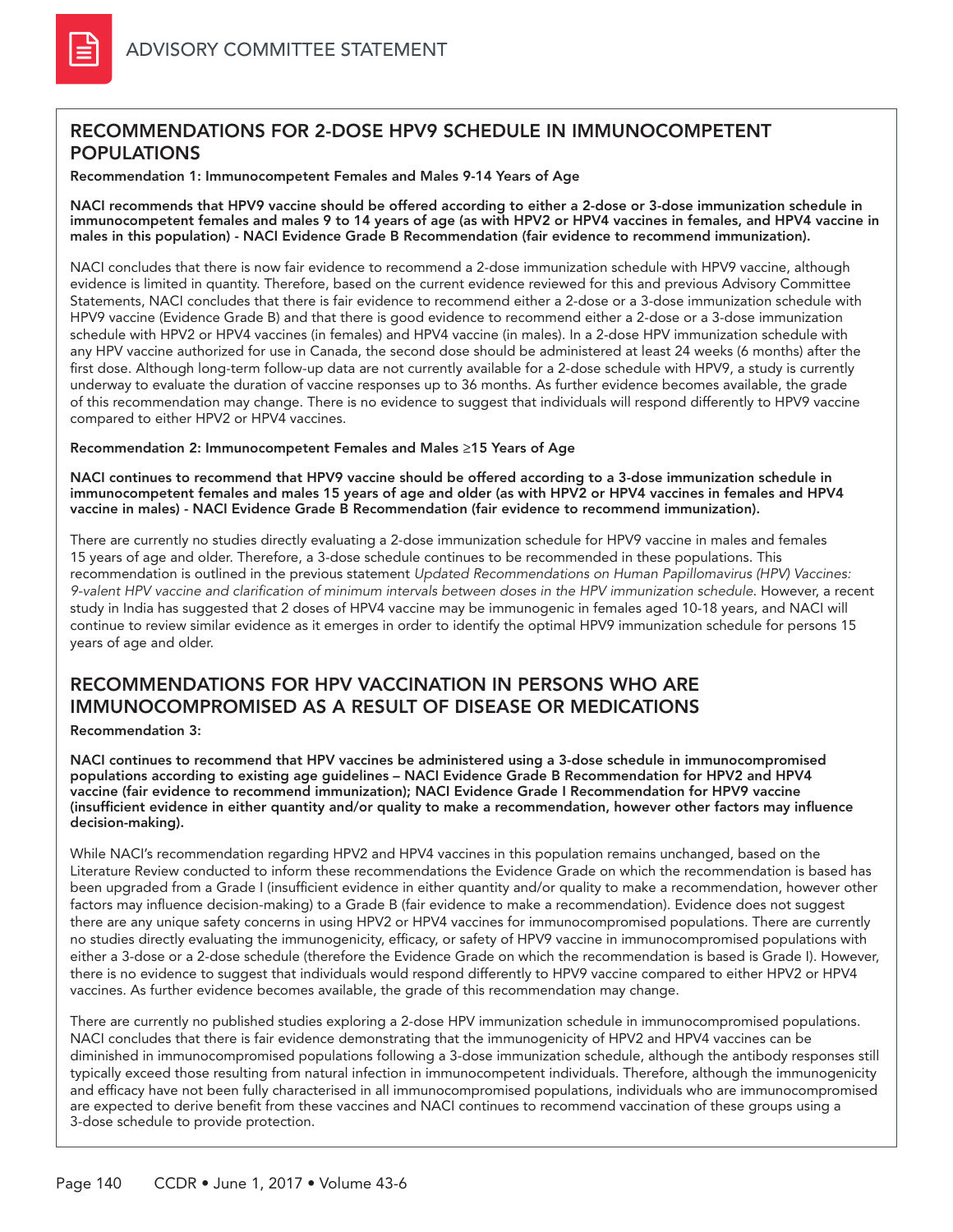## RECOMMENDATIONS FOR 2-DOSE HPV9 SCHEDULE IN IMMUNOCOMPETENT POPULATIONS

**Recommendation 1: Immunocompetent Females and Males 9-14 Years of Age**

**NACI recommends that HPV9 vaccine should be offered according to either a 2-dose or 3-dose immunization schedule in immunocompetent females and males 9 to 14 years of age (as with HPV2 or HPV4 vaccines in females, and HPV4 vaccine in males in this population) - NACI Evidence Grade B Recommendation (fair evidence to recommend immunization).**

NACI concludes that there is now fair evidence to recommend a 2-dose immunization schedule with HPV9 vaccine, although evidence is limited in quantity. Therefore, based on the current evidence reviewed for this and previous Advisory Committee Statements, NACI concludes that there is fair evidence to recommend either a 2-dose or a 3-dose immunization schedule with HPV9 vaccine (Evidence Grade B) and that there is good evidence to recommend either a 2-dose or a 3-dose immunization schedule with HPV2 or HPV4 vaccines (in females) and HPV4 vaccine (in males). In a 2-dose HPV immunization schedule with any HPV vaccine authorized for use in Canada, the second dose should be administered at least 24 weeks (6 months) after the first dose. Although long-term follow-up data are not currently available for a 2-dose schedule with HPV9, a study is currently underway to evaluate the duration of vaccine responses up to 36 months. As further evidence becomes available, the grade of this recommendation may change. There is no evidence to suggest that individuals will respond differently to HPV9 vaccine compared to either HPV2 or HPV4 vaccines.

**Recommendation 2: Immunocompetent Females and Males ≥15 Years of Age**

**NACI continues to recommend that HPV9 vaccine should be offered according to a 3-dose immunization schedule in immunocompetent females and males 15 years of age and older (as with HPV2 or HPV4 vaccines in females and HPV4 vaccine in males) - NACI Evidence Grade B Recommendation (fair evidence to recommend immunization).**

There are currently no studies directly evaluating a 2-dose immunization schedule for HPV9 vaccine in males and females 15 years of age and older. Therefore, a 3-dose schedule continues to be recommended in these populations. This recommendation is outlined in the previous statement *Updated Recommendations on Human Papillomavirus (HPV) Vaccines: 9-valent HPV vaccine and clarification of minimum intervals between doses in the HPV immunization schedule*. However, a recent study in India has suggested that 2 doses of HPV4 vaccine may be immunogenic in females aged 10-18 years, and NACI will continue to review similar evidence as it emerges in order to identify the optimal HPV9 immunization schedule for persons 15 years of age and older.

## RECOMMENDATIONS FOR HPV VACCINATION IN PERSONS WHO ARE IMMUNOCOMPROMISED AS A RESULT OF DISEASE OR MEDICATIONS

**Recommendation 3:**

**NACI continues to recommend that HPV vaccines be administered using a 3-dose schedule in immunocompromised populations according to existing age guidelines – NACI Evidence Grade B Recommendation for HPV2 and HPV4 vaccine (fair evidence to recommend immunization); NACI Evidence Grade I Recommendation for HPV9 vaccine (insufficient evidence in either quantity and/or quality to make a recommendation, however other factors may influence decision-making).**

While NACI's recommendation regarding HPV2 and HPV4 vaccines in this population remains unchanged, based on the Literature Review conducted to inform these recommendations the Evidence Grade on which the recommendation is based has been upgraded from a Grade I (insufficient evidence in either quantity and/or quality to make a recommendation, however other factors may influence decision-making) to a Grade B (fair evidence to make a recommendation). Evidence does not suggest there are any unique safety concerns in using HPV2 or HPV4 vaccines for immunocompromised populations. There are currently no studies directly evaluating the immunogenicity, efficacy, or safety of HPV9 vaccine in immunocompromised populations with either a 3-dose or a 2-dose schedule (therefore the Evidence Grade on which the recommendation is based is Grade I). However, there is no evidence to suggest that individuals would respond differently to HPV9 vaccine compared to either HPV2 or HPV4 vaccines. As further evidence becomes available, the grade of this recommendation may change.

There are currently no published studies exploring a 2-dose HPV immunization schedule in immunocompromised populations. NACI concludes that there is fair evidence demonstrating that the immunogenicity of HPV2 and HPV4 vaccines can be diminished in immunocompromised populations following a 3-dose immunization schedule, although the antibody responses still typically exceed those resulting from natural infection in immunocompetent individuals. Therefore, although the immunogenicity and efficacy have not been fully characterised in all immunocompromised populations, individuals who are immunocompromised are expected to derive benefit from these vaccines and NACI continues to recommend vaccination of these groups using a 3-dose schedule to provide protection.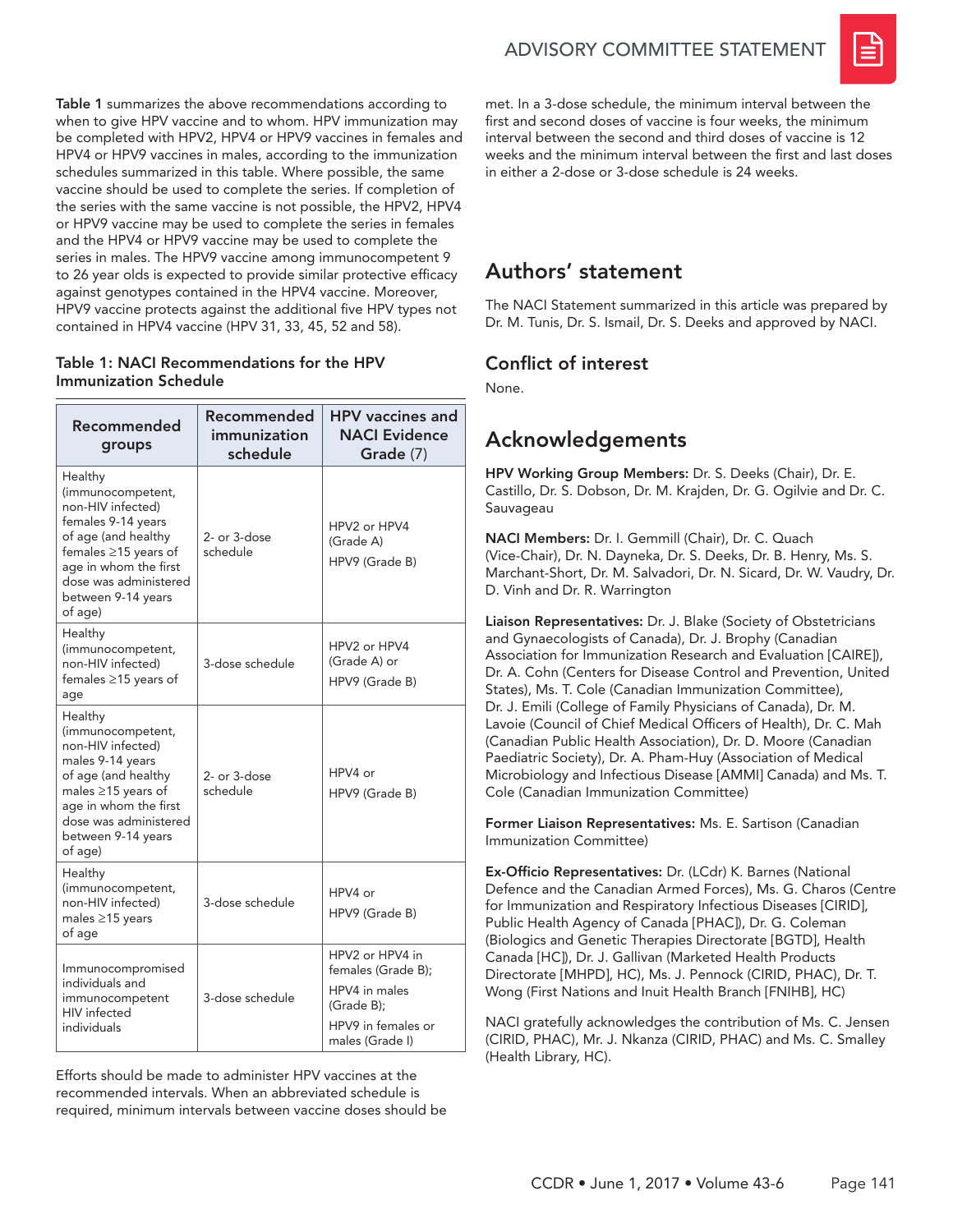**Table 1** summarizes the above recommendations according to when to give HPV vaccine and to whom. HPV immunization may be completed with HPV2, HPV4 or HPV9 vaccines in females and HPV4 or HPV9 vaccines in males, according to the immunization schedules summarized in this table. Where possible, the same vaccine should be used to complete the series. If completion of the series with the same vaccine is not possible, the HPV2, HPV4 or HPV9 vaccine may be used to complete the series in females and the HPV4 or HPV9 vaccine may be used to complete the series in males. The HPV9 vaccine among immunocompetent 9 to 26 year olds is expected to provide similar protective efficacy against genotypes contained in the HPV4 vaccine. Moreover, HPV9 vaccine protects against the additional five HPV types not contained in HPV4 vaccine (HPV 31, 33, 45, 52 and 58).

**Table 1: NACI Recommendations for the HPV Immunization Schedule**

| Recommended groups | Recommended immunization schedule | HPV vaccines and NACI Evidence Grade (7) |
|---|---|---|
| Healthy (immunocompetent, non-HIV infected) females 9-14 years of age (and healthy females ≥15 years of age in whom the first dose was administered between 9-14 years of age) | 2- or 3-dose schedule | HPV2 or HPV4 (Grade A) HPV9 (Grade B) |
| Healthy (immunocompetent, non-HIV infected) females ≥15 years of age | 3-dose schedule | HPV2 or HPV4 (Grade A) or HPV9 (Grade B) |
| Healthy (immunocompetent, non-HIV infected) males 9-14 years of age (and healthy males ≥15 years of age in whom the first dose was administered between 9-14 years of age) | 2- or 3-dose schedule | HPV4 or HPV9 (Grade B) |
| Healthy (immunocompetent, non-HIV infected) males ≥15 years of age | 3-dose schedule | HPV4 or HPV9 (Grade B) |
| Immunocompromised individuals and immunocompetent HIV infected individuals | 3-dose schedule | HPV2 or HPV4 in females (Grade B); HPV4 in males (Grade B); HPV9 in females or males (Grade I) |

Efforts should be made to administer HPV vaccines at the recommended intervals. When an abbreviated schedule is required, minimum intervals between vaccine doses should be met. In a 3-dose schedule, the minimum interval between the first and second doses of vaccine is four weeks, the minimum interval between the second and third doses of vaccine is 12 weeks and the minimum interval between the first and last doses in either a 2-dose or 3-dose schedule is 24 weeks.

## Authors' statement

The NACI Statement summarized in this article was prepared by Dr. M. Tunis, Dr. S. Ismail, Dr. S. Deeks and approved by NACI.

## Conflict of interest

None.

## Acknowledgements

**HPV Working Group Members:** Dr. S. Deeks (Chair), Dr. E. Castillo, Dr. S. Dobson, Dr. M. Krajden, Dr. G. Ogilvie and Dr. C. Sauvageau

**NACI Members:** Dr. I. Gemmill (Chair), Dr. C. Quach (Vice-Chair), Dr. N. Dayneka, Dr. S. Deeks, Dr. B. Henry, Ms. S. Marchant-Short, Dr. M. Salvadori, Dr. N. Sicard, Dr. W. Vaudry, Dr. D. Vinh and Dr. R. Warrington

**Liaison Representatives:** Dr. J. Blake (Society of Obstetricians and Gynaecologists of Canada), Dr. J. Brophy (Canadian Association for Immunization Research and Evaluation [CAIRE]), Dr. A. Cohn (Centers for Disease Control and Prevention, United States), Ms. T. Cole (Canadian Immunization Committee), Dr. J. Emili (College of Family Physicians of Canada), Dr. M. Lavoie (Council of Chief Medical Officers of Health), Dr. C. Mah (Canadian Public Health Association), Dr. D. Moore (Canadian Paediatric Society), Dr. A. Pham-Huy (Association of Medical Microbiology and Infectious Disease [AMMI] Canada) and Ms. T. Cole (Canadian Immunization Committee)

**Former Liaison Representatives:** Ms. E. Sartison (Canadian Immunization Committee)

**Ex-Officio Representatives:** Dr. (LCdr) K. Barnes (National Defence and the Canadian Armed Forces), Ms. G. Charos (Centre for Immunization and Respiratory Infectious Diseases [CIRID], Public Health Agency of Canada [PHAC]), Dr. G. Coleman (Biologics and Genetic Therapies Directorate [BGTD], Health Canada [HC]), Dr. J. Gallivan (Marketed Health Products Directorate [MHPD], HC), Ms. J. Pennock (CIRID, PHAC), Dr. T. Wong (First Nations and Inuit Health Branch [FNIHB], HC)

NACI gratefully acknowledges the contribution of Ms. C. Jensen (CIRID, PHAC), Mr. J. Nkanza (CIRID, PHAC) and Ms. C. Smalley (Health Library, HC).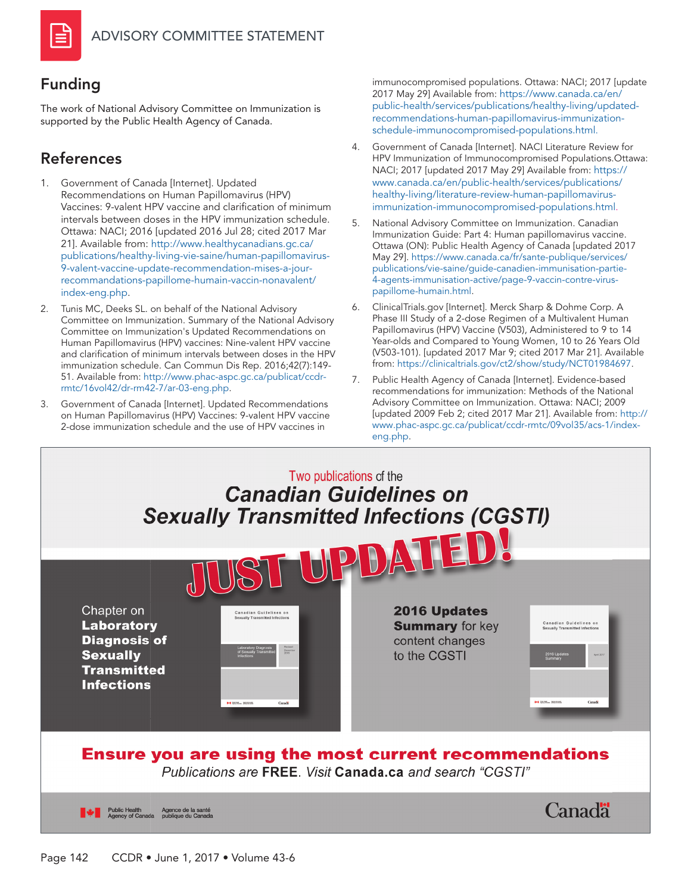## Funding

The work of National Advisory Committee on Immunization is supported by the Public Health Agency of Canada.

## References

1. Government of Canada [Internet]. Updated Recommendations on Human Papillomavirus (HPV) Vaccines: 9-valent HPV vaccine and clarification of minimum intervals between doses in the HPV immunization schedule. Ottawa: NACI; 2016 [updated 2016 Jul 28; cited 2017 Mar 21]. Available from: http://www.healthycanadians.gc.ca/publications/healthy-living-vie-saine/human-papillomavirus-9-valent-vaccine-update-recommendation-mises-a-jour-recommandations-papillome-humain-vaccin-nonavalent/index-eng.php.
2. Tunis MC, Deeks SL. on behalf of the National Advisory Committee on Immunization. Summary of the National Advisory Committee on Immunization's Updated Recommendations on Human Papillomavirus (HPV) vaccines: Nine-valent HPV vaccine and clarification of minimum intervals between doses in the HPV immunization schedule. Can Commun Dis Rep. 2016;42(7):149-51. Available from: http://www.phac-aspc.gc.ca/publicat/ccdr-rmtc/16vol42/dr-rm42-7/ar-03-eng.php.
3. Government of Canada [Internet]. Updated Recommendations on Human Papillomavirus (HPV) Vaccines: 9-valent HPV vaccine 2-dose immunization schedule and the use of HPV vaccines in immunocompromised populations. Ottawa: NACI; 2017 [update 2017 May 29] Available from: https://www.canada.ca/en/public-health/services/publications/healthy-living/updated-recommendations-human-papillomavirus-immunization-schedule-immunocompromised-populations.html.
4. Government of Canada [Internet]. NACI Literature Review for HPV Immunization of Immunocompromised Populations.Ottawa: NACI; 2017 [updated 2017 May 29] Available from: https://www.canada.ca/en/public-health/services/publications/healthy-living/literature-review-human-papillomavirus-immunization-immunocompromised-populations.html.
5. National Advisory Committee on Immunization. Canadian Immunization Guide: Part 4: Human papillomavirus vaccine. Ottawa (ON): Public Health Agency of Canada [updated 2017 May 29]. https://www.canada.ca/fr/sante-publique/services/publications/vie-saine/guide-canadien-immunisation-partie-4-agents-immunisation-active/page-9-vaccin-contre-virus-papillome-humain.html.
6. ClinicalTrials.gov [Internet]. Merck Sharp & Dohme Corp. A Phase III Study of a 2-dose Regimen of a Multivalent Human Papillomavirus (HPV) Vaccine (V503), Administered to 9 to 14 Year-olds and Compared to Young Women, 10 to 26 Years Old (V503-101). [updated 2017 Mar 9; cited 2017 Mar 21]. Available from: https://clinicaltrials.gov/ct2/show/study/NCT01984697.
7. Public Health Agency of Canada [Internet]. Evidence-based recommendations for immunization: Methods of the National Advisory Committee on Immunization. Ottawa: NACI; 2009 [updated 2009 Feb 2; cited 2017 Mar 21]. Available from: http://www.phac-aspc.gc.ca/publicat/ccdr-rmtc/09vol35/acs-1/index-eng.php.

Two publications of the

***Canadian Guidelines on Sexually Transmitted Infections (CGSTI)***

**JUST UPDATED!**

Chapter on **Laboratory Diagnosis of Sexually Transmitted Infections**

**2016 Updates Summary** for key content changes to the CGSTI

**Ensure you are using the most current recommendations**

*Publications are* **FREE**. *Visit* **Canada.ca** *and search "CGSTI"*

Public Health Agency of Canada / Agence de la santé publique du Canada

Canada